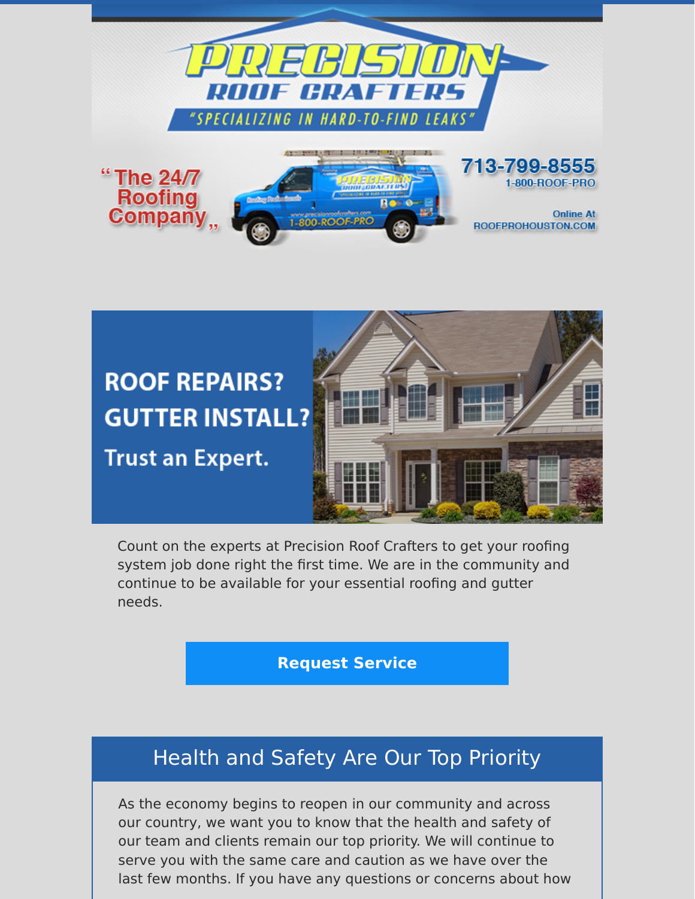# PRECISION ROOF CRAFTERS

"SPECIALIZING IN HARD-TO-FIND LEAKS"

"The 24/7 Roofing Company"

713-799-8555
1-800-ROOF-PRO

Online At ROOFPROHOUSTON.COM

## ROOF REPAIRS?
## GUTTER INSTALL?
### Trust an Expert.

Count on the experts at Precision Roof Crafters to get your roofing system job done right the first time. We are in the community and continue to be available for your essential roofing and gutter needs.

**Request Service**

## Health and Safety Are Our Top Priority

As the economy begins to reopen in our community and across our country, we want you to know that the health and safety of our team and clients remain our top priority. We will continue to serve you with the same care and caution as we have over the last few months. If you have any questions or concerns about how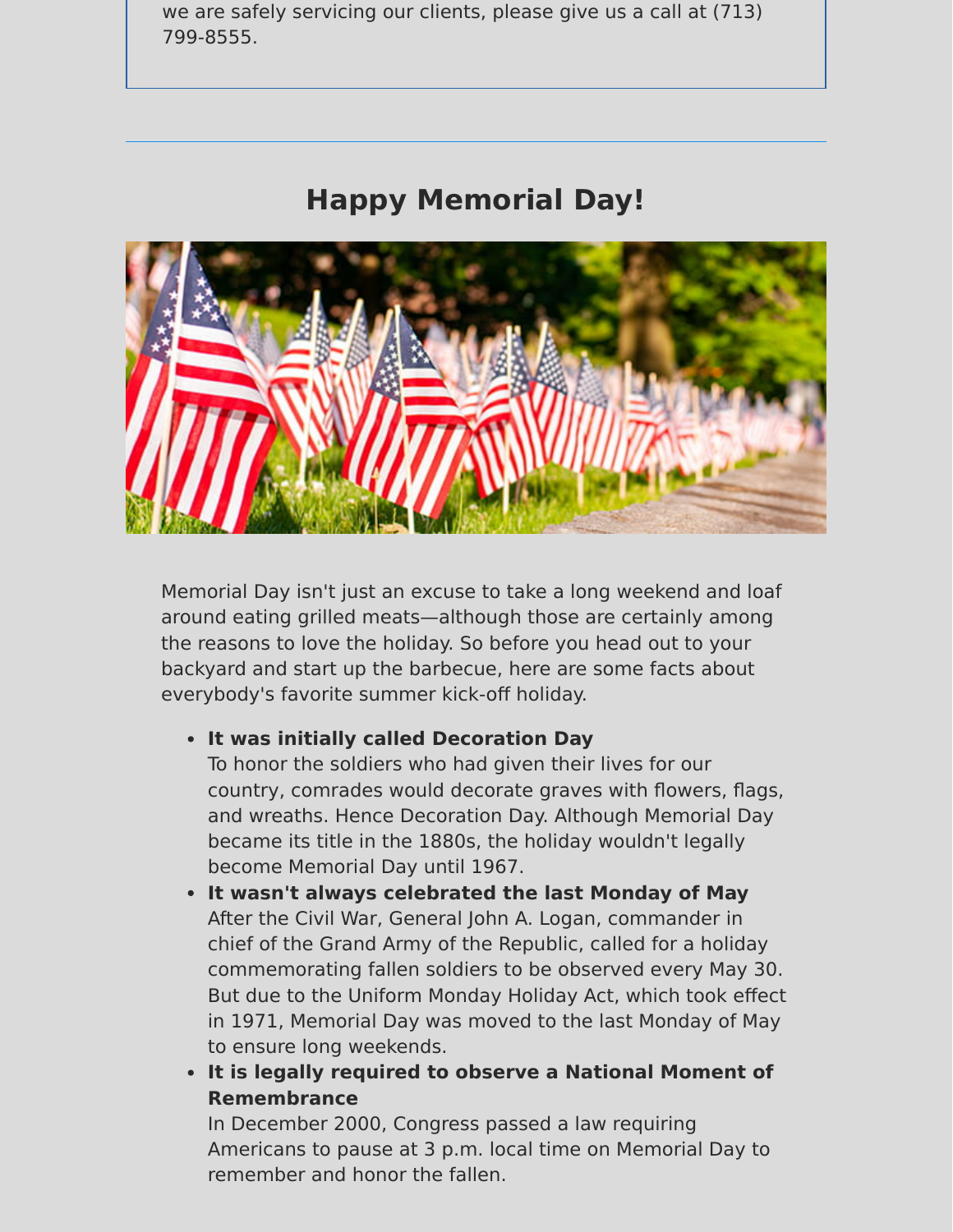we are safely servicing our clients, please give us a call at (713) 799-8555.

---

## Happy Memorial Day!

Memorial Day isn't just an excuse to take a long weekend and loaf around eating grilled meats—although those are certainly among the reasons to love the holiday. So before you head out to your backyard and start up the barbecue, here are some facts about everybody's favorite summer kick-off holiday.

- **It was initially called Decoration Day**
  To honor the soldiers who had given their lives for our country, comrades would decorate graves with flowers, flags, and wreaths. Hence Decoration Day. Although Memorial Day became its title in the 1880s, the holiday wouldn't legally become Memorial Day until 1967.
- **It wasn't always celebrated the last Monday of May**
  After the Civil War, General John A. Logan, commander in chief of the Grand Army of the Republic, called for a holiday commemorating fallen soldiers to be observed every May 30. But due to the Uniform Monday Holiday Act, which took effect in 1971, Memorial Day was moved to the last Monday of May to ensure long weekends.
- **It is legally required to observe a National Moment of Remembrance**
  In December 2000, Congress passed a law requiring Americans to pause at 3 p.m. local time on Memorial Day to remember and honor the fallen.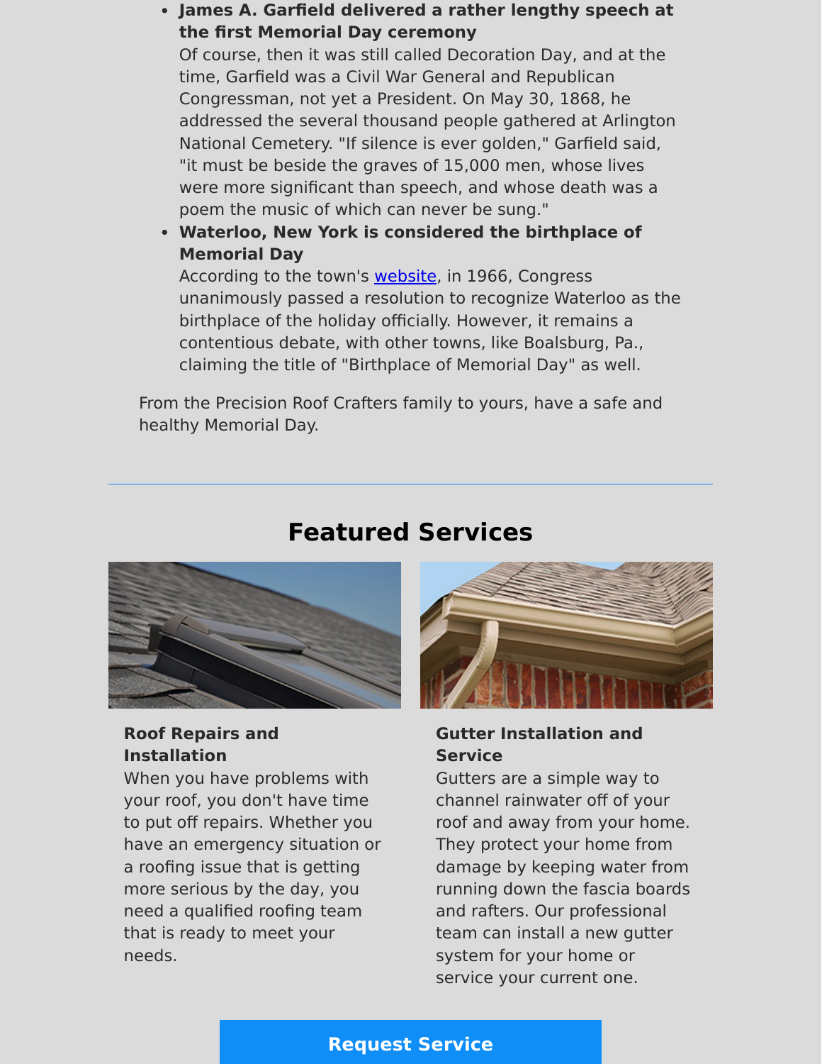- **James A. Garfield delivered a rather lengthy speech at the first Memorial Day ceremony**
  Of course, then it was still called Decoration Day, and at the time, Garfield was a Civil War General and Republican Congressman, not yet a President. On May 30, 1868, he addressed the several thousand people gathered at Arlington National Cemetery. "If silence is ever golden," Garfield said, "it must be beside the graves of 15,000 men, whose lives were more significant than speech, and whose death was a poem the music of which can never be sung."
- **Waterloo, New York is considered the birthplace of Memorial Day**
  According to the town's website, in 1966, Congress unanimously passed a resolution to recognize Waterloo as the birthplace of the holiday officially. However, it remains a contentious debate, with other towns, like Boalsburg, Pa., claiming the title of "Birthplace of Memorial Day" as well.

From the Precision Roof Crafters family to yours, have a safe and healthy Memorial Day.

---

## Featured Services

**Roof Repairs and Installation**
When you have problems with your roof, you don't have time to put off repairs. Whether you have an emergency situation or a roofing issue that is getting more serious by the day, you need a qualified roofing team that is ready to meet your needs.

**Gutter Installation and Service**
Gutters are a simple way to channel rainwater off of your roof and away from your home. They protect your home from damage by keeping water from running down the fascia boards and rafters. Our professional team can install a new gutter system for your home or service your current one.

**Request Service**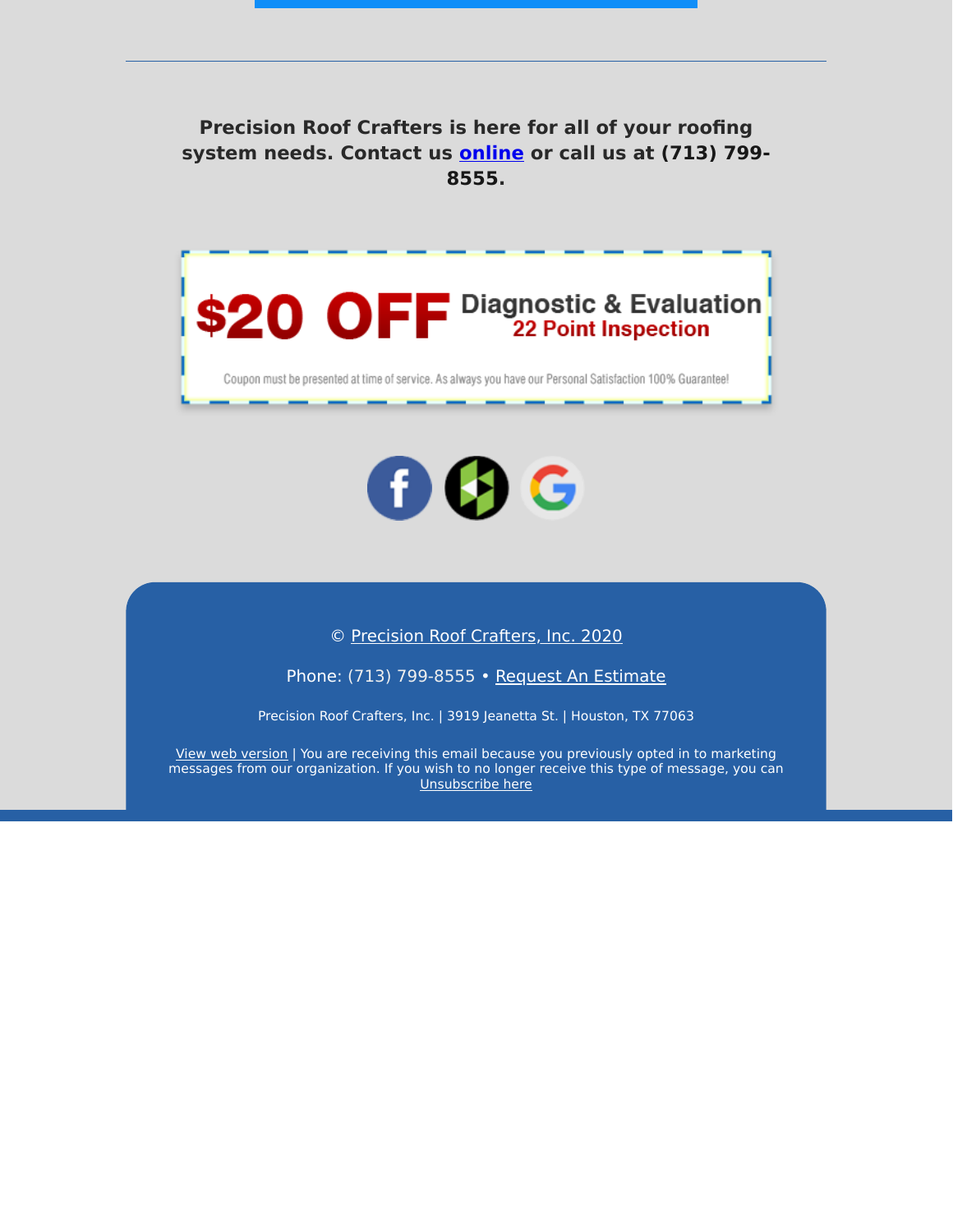**Precision Roof Crafters is here for all of your roofing system needs. Contact us online or call us at (713) 799-8555.**

$20 OFF Diagnostic & Evaluation
22 Point Inspection

Coupon must be presented at time of service. As always you have our Personal Satisfaction 100% Guarantee!

© Precision Roof Crafters, Inc. 2020

Phone: (713) 799-8555 • Request An Estimate

Precision Roof Crafters, Inc. | 3919 Jeanetta St. | Houston, TX 77063

View web version | You are receiving this email because you previously opted in to marketing messages from our organization. If you wish to no longer receive this type of message, you can Unsubscribe here